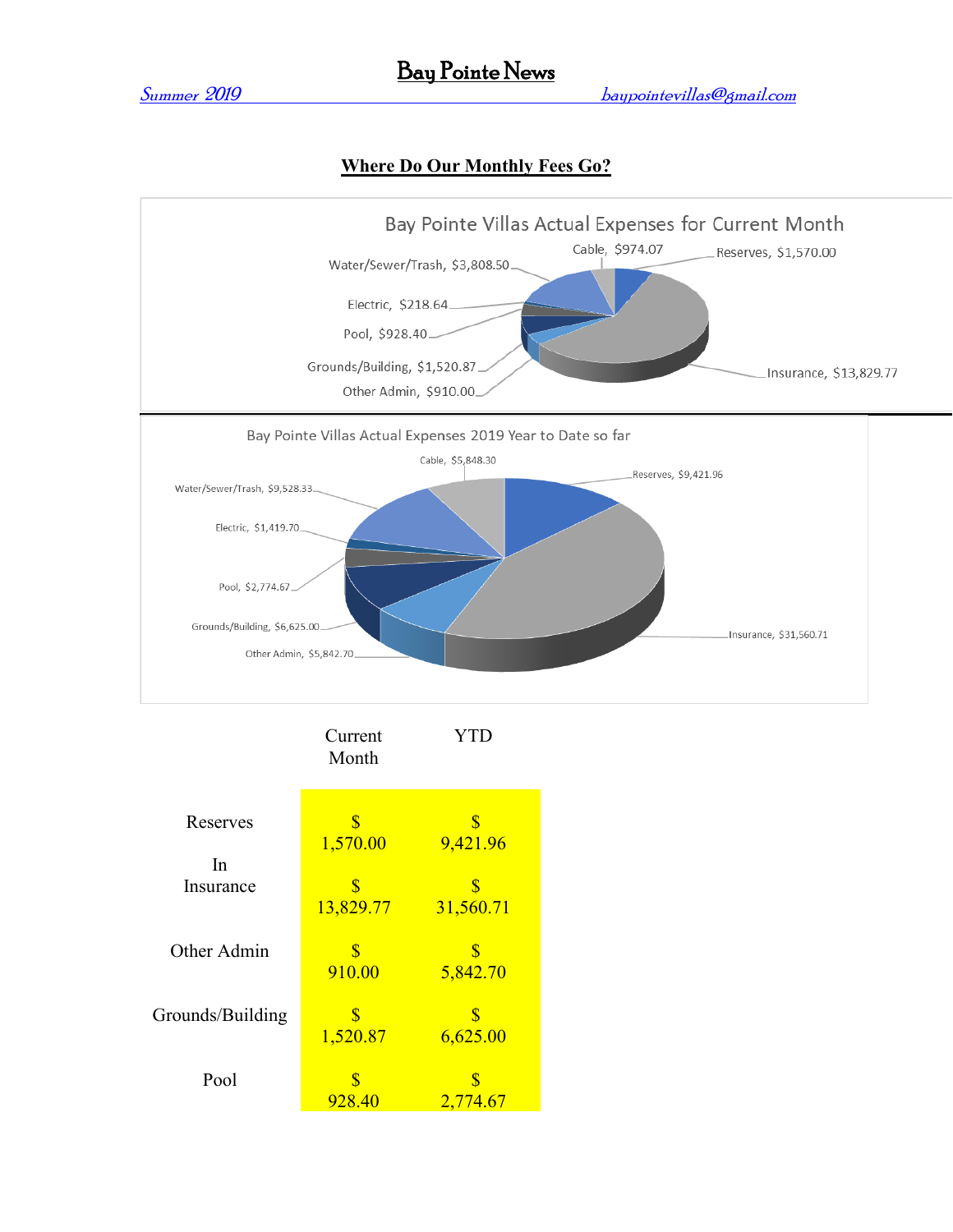# Bay Pointe News

*Summer 2019* *baypointevillas@gmail.com*

## Where Do Our Monthly Fees Go?

**Bay Pointe Villas Actual Expenses for Current Month**

Cable, $974.07
Reserves, $1,570.00
Water/Sewer/Trash, $3,808.50
Electric, $218.64
Pool, $928.40
Grounds/Building, $1,520.87
Other Admin, $910.00
Insurance, $13,829.77

**Bay Pointe Villas Actual Expenses 2019 Year to Date so far**

Cable, $5,848.30
Reserves, $9,421.96
Water/Sewer/Trash, $9,528.33
Electric, $1,419.70
Pool, $2,774.67
Grounds/Building, $6,625.00
Other Admin, $5,842.70
Insurance, $31,560.71

| | Current Month | YTD |
|---|---|---|
| Reserves | $ 1,570.00 | $ 9,421.96 |
| In Insurance | $ 13,829.77 | $ 31,560.71 |
| Other Admin | $ 910.00 | $ 5,842.70 |
| Grounds/Building | $ 1,520.87 | $ 6,625.00 |
| Pool | $ 928.40 | $ 2,774.67 |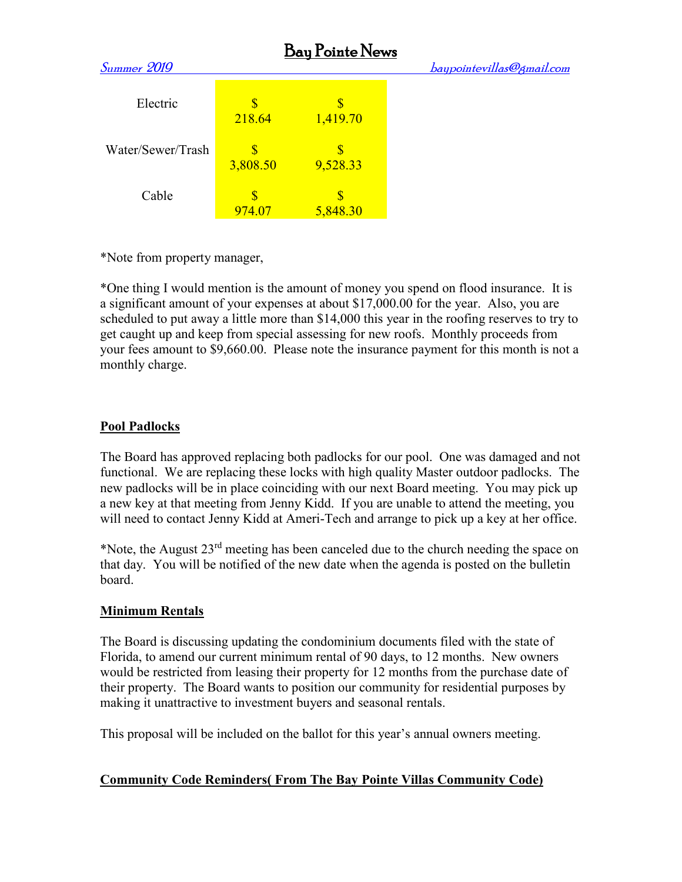| | | |
|---|---|---|
| Electric | $ 218.64 | $ 1,419.70 |
| Water/Sewer/Trash | $ 3,808.50 | $ 9,528.33 |
| Cable | $ 974.07 | $ 5,848.30 |

*Note from property manager,

*One thing I would mention is the amount of money you spend on flood insurance. It is a significant amount of your expenses at about $17,000.00 for the year. Also, you are scheduled to put away a little more than $14,000 this year in the roofing reserves to try to get caught up and keep from special assessing for new roofs. Monthly proceeds from your fees amount to $9,660.00. Please note the insurance payment for this month is not a monthly charge.

## Pool Padlocks

The Board has approved replacing both padlocks for our pool. One was damaged and not functional. We are replacing these locks with high quality Master outdoor padlocks. The new padlocks will be in place coinciding with our next Board meeting. You may pick up a new key at that meeting from Jenny Kidd. If you are unable to attend the meeting, you will need to contact Jenny Kidd at Ameri-Tech and arrange to pick up a key at her office.

*Note, the August 23rd meeting has been canceled due to the church needing the space on that day. You will be notified of the new date when the agenda is posted on the bulletin board.

## Minimum Rentals

The Board is discussing updating the condominium documents filed with the state of Florida, to amend our current minimum rental of 90 days, to 12 months. New owners would be restricted from leasing their property for 12 months from the purchase date of their property. The Board wants to position our community for residential purposes by making it unattractive to investment buyers and seasonal rentals.

This proposal will be included on the ballot for this year's annual owners meeting.

## Community Code Reminders( From The Bay Pointe Villas Community Code)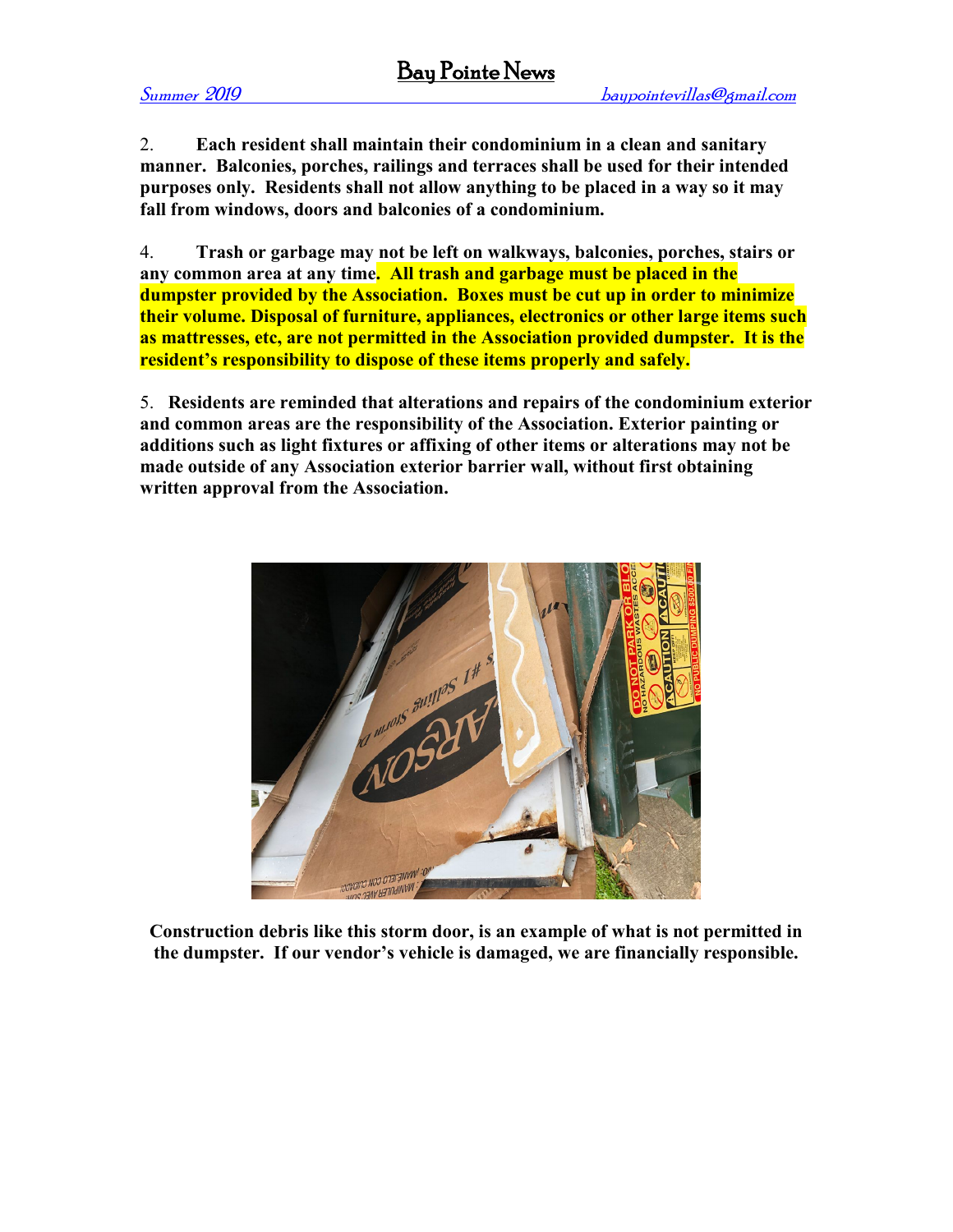**2. Each resident shall maintain their condominium in a clean and sanitary manner. Balconies, porches, railings and terraces shall be used for their intended purposes only. Residents shall not allow anything to be placed in a way so it may fall from windows, doors and balconies of a condominium.**

**4. Trash or garbage may not be left on walkways, balconies, porches, stairs or any common area at any time. All trash and garbage must be placed in the dumpster provided by the Association. Boxes must be cut up in order to minimize their volume. Disposal of furniture, appliances, electronics or other large items such as mattresses, etc, are not permitted in the Association provided dumpster. It is the resident's responsibility to dispose of these items properly and safely.**

**5. Residents are reminded that alterations and repairs of the condominium exterior and common areas are the responsibility of the Association. Exterior painting or additions such as light fixtures or affixing of other items or alterations may not be made outside of any Association exterior barrier wall, without first obtaining written approval from the Association.**

**Construction debris like this storm door, is an example of what is not permitted in the dumpster. If our vendor's vehicle is damaged, we are financially responsible.**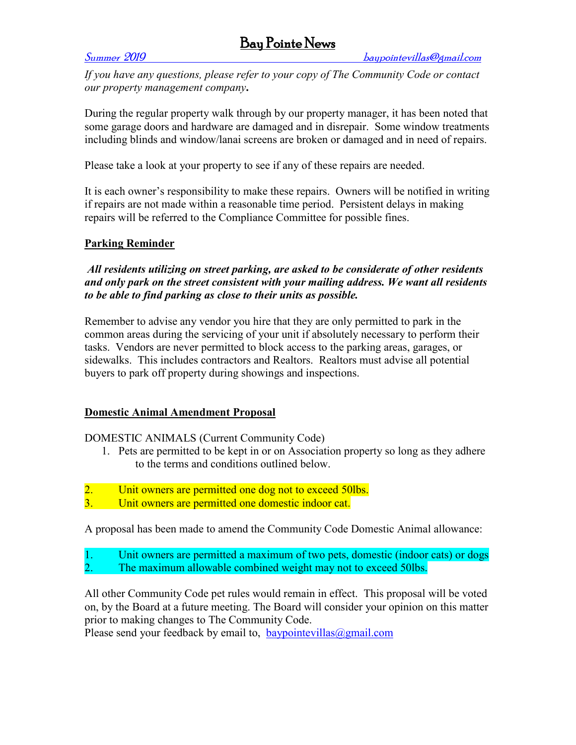# Bay Pointe News

*Summer 2019* *baypointevillas@gmail.com*

*If you have any questions, please refer to your copy of The Community Code or contact our property management company***.**

During the regular property walk through by our property manager, it has been noted that some garage doors and hardware are damaged and in disrepair. Some window treatments including blinds and window/lanai screens are broken or damaged and in need of repairs.

Please take a look at your property to see if any of these repairs are needed.

It is each owner's responsibility to make these repairs. Owners will be notified in writing if repairs are not made within a reasonable time period. Persistent delays in making repairs will be referred to the Compliance Committee for possible fines.

## Parking Reminder

***All residents utilizing on street parking, are asked to be considerate of other residents and only park on the street consistent with your mailing address. We want all residents to be able to find parking as close to their units as possible.***

Remember to advise any vendor you hire that they are only permitted to park in the common areas during the servicing of your unit if absolutely necessary to perform their tasks. Vendors are never permitted to block access to the parking areas, garages, or sidewalks. This includes contractors and Realtors. Realtors must advise all potential buyers to park off property during showings and inspections.

## Domestic Animal Amendment Proposal

DOMESTIC ANIMALS (Current Community Code)

1. Pets are permitted to be kept in or on Association property so long as they adhere to the terms and conditions outlined below.
2. Unit owners are permitted one dog not to exceed 50lbs.
3. Unit owners are permitted one domestic indoor cat.

A proposal has been made to amend the Community Code Domestic Animal allowance:

1. Unit owners are permitted a maximum of two pets, domestic (indoor cats) or dogs
2. The maximum allowable combined weight may not to exceed 50lbs.

All other Community Code pet rules would remain in effect. This proposal will be voted on, by the Board at a future meeting. The Board will consider your opinion on this matter prior to making changes to The Community Code.
Please send your feedback by email to, baypointevillas@gmail.com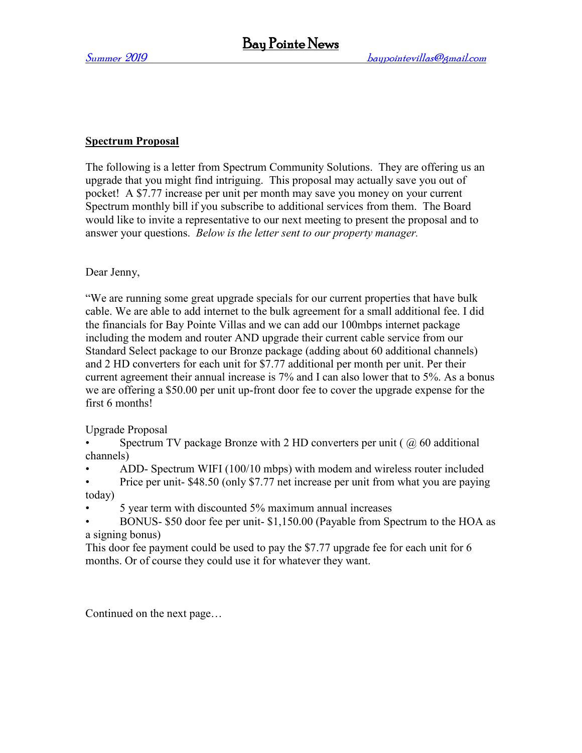## Spectrum Proposal

The following is a letter from Spectrum Community Solutions. They are offering us an upgrade that you might find intriguing. This proposal may actually save you out of pocket! A $7.77 increase per unit per month may save you money on your current Spectrum monthly bill if you subscribe to additional services from them. The Board would like to invite a representative to our next meeting to present the proposal and to answer your questions. *Below is the letter sent to our property manager.*

Dear Jenny,

"We are running some great upgrade specials for our current properties that have bulk cable. We are able to add internet to the bulk agreement for a small additional fee. I did the financials for Bay Pointe Villas and we can add our 100mbps internet package including the modem and router AND upgrade their current cable service from our Standard Select package to our Bronze package (adding about 60 additional channels) and 2 HD converters for each unit for $7.77 additional per month per unit. Per their current agreement their annual increase is 7% and I can also lower that to 5%. As a bonus we are offering a $50.00 per unit up-front door fee to cover the upgrade expense for the first 6 months!

Upgrade Proposal

- Spectrum TV package Bronze with 2 HD converters per unit ( @ 60 additional channels)
- ADD- Spectrum WIFI (100/10 mbps) with modem and wireless router included
- Price per unit- $48.50 (only $7.77 net increase per unit from what you are paying today)
- 5 year term with discounted 5% maximum annual increases
- BONUS- $50 door fee per unit- $1,150.00 (Payable from Spectrum to the HOA as a signing bonus)

This door fee payment could be used to pay the $7.77 upgrade fee for each unit for 6 months. Or of course they could use it for whatever they want.

Continued on the next page…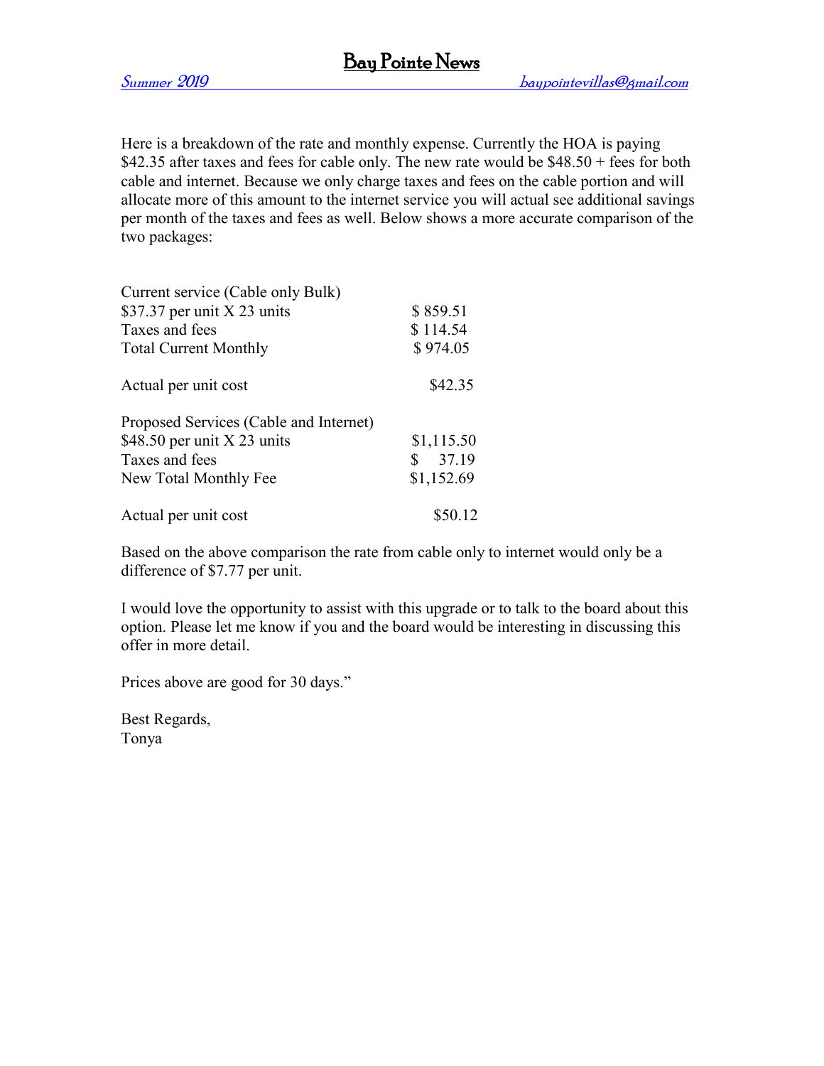Here is a breakdown of the rate and monthly expense. Currently the HOA is paying $42.35 after taxes and fees for cable only. The new rate would be $48.50 + fees for both cable and internet. Because we only charge taxes and fees on the cable portion and will allocate more of this amount to the internet service you will actual see additional savings per month of the taxes and fees as well. Below shows a more accurate comparison of the two packages:

| | |
|---|---|
| Current service (Cable only Bulk) | |
| $37.37 per unit X 23 units | $ 859.51 |
| Taxes and fees | $ 114.54 |
| Total Current Monthly | $ 974.05 |
| | |
| Actual per unit cost | $42.35 |
| | |
| Proposed Services (Cable and Internet) | |
| $48.50 per unit X 23 units | $1,115.50 |
| Taxes and fees | $ 37.19 |
| New Total Monthly Fee | $1,152.69 |
| | |
| Actual per unit cost | $50.12 |

Based on the above comparison the rate from cable only to internet would only be a difference of $7.77 per unit.

I would love the opportunity to assist with this upgrade or to talk to the board about this option. Please let me know if you and the board would be interesting in discussing this offer in more detail.

Prices above are good for 30 days."

Best Regards,
Tonya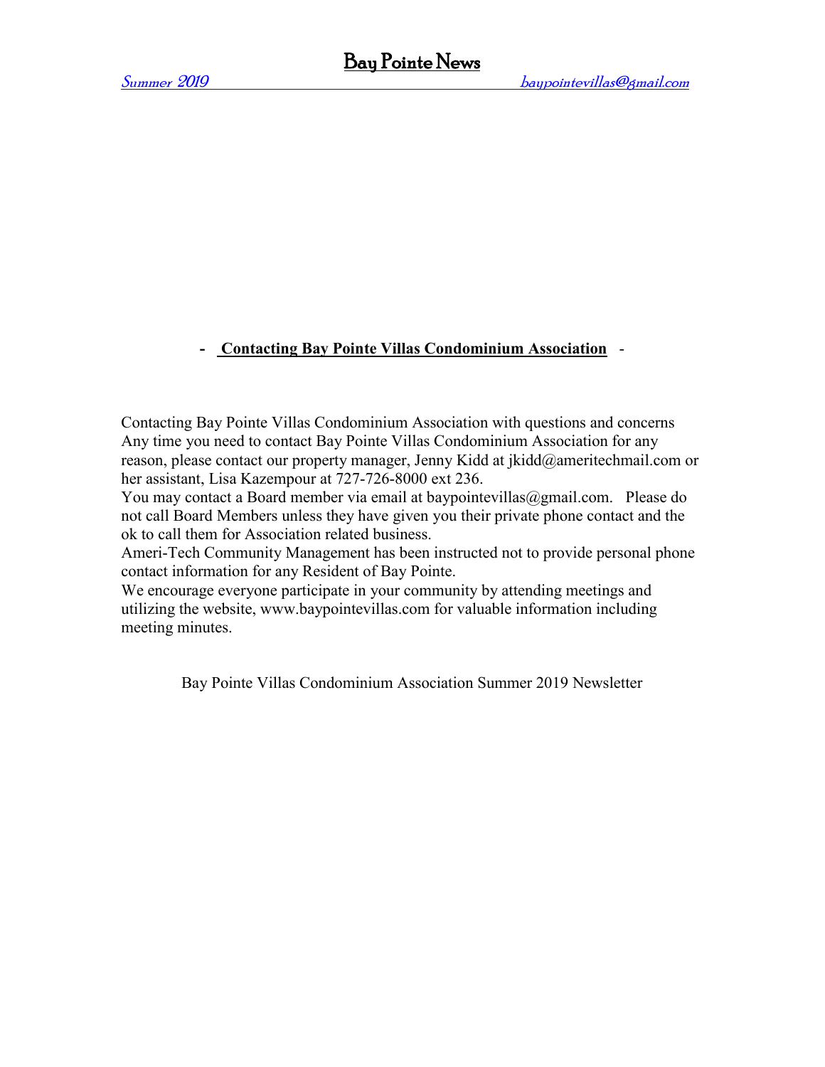## - Contacting Bay Pointe Villas Condominium Association -

Contacting Bay Pointe Villas Condominium Association with questions and concerns
Any time you need to contact Bay Pointe Villas Condominium Association for any reason, please contact our property manager, Jenny Kidd at jkidd@ameritechmail.com or her assistant, Lisa Kazempour at 727-726-8000 ext 236.
You may contact a Board member via email at baypointevillas@gmail.com. Please do not call Board Members unless they have given you their private phone contact and the ok to call them for Association related business.
Ameri-Tech Community Management has been instructed not to provide personal phone contact information for any Resident of Bay Pointe.
We encourage everyone participate in your community by attending meetings and utilizing the website, www.baypointevillas.com for valuable information including meeting minutes.

Bay Pointe Villas Condominium Association Summer 2019 Newsletter